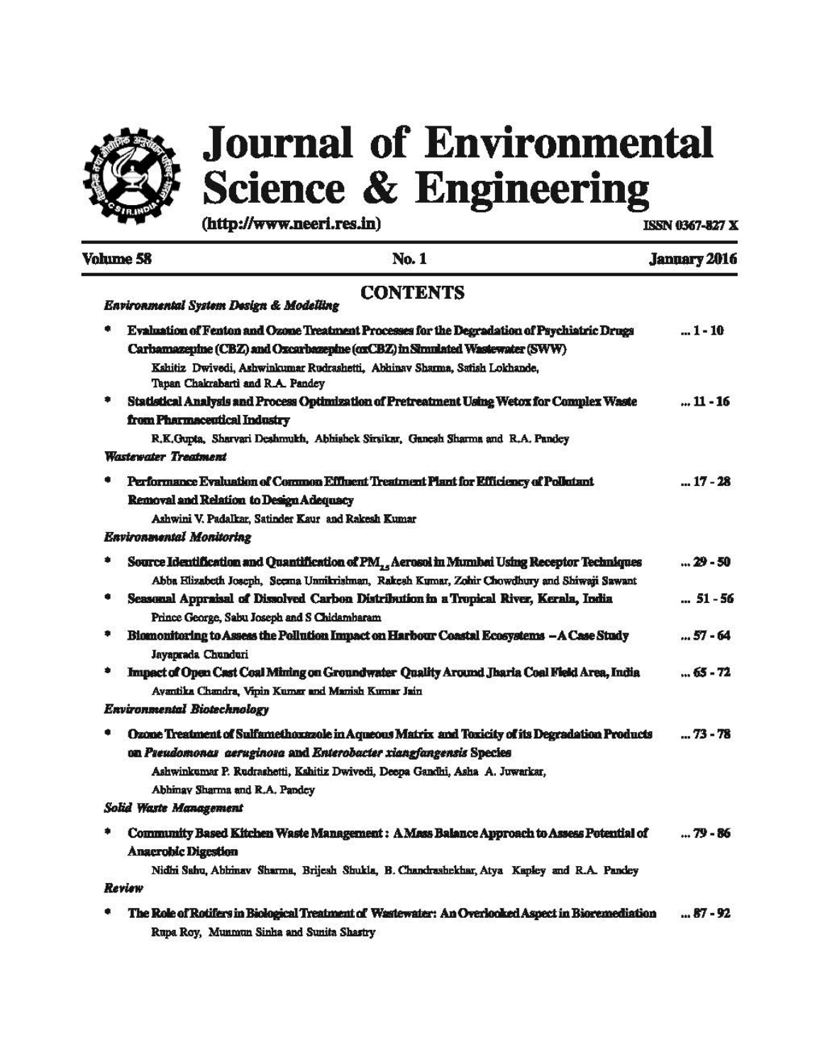# Journal of Environmental Science & Engineering

(http://www.neeri.res.in)

ISSN 0367-827 X

**Volume 58** **No. 1** **January 2016**

## CONTENTS

### *Environmental System Design & Modelling*

- **Evaluation of Fenton and Ozone Treatment Processes for the Degradation of Psychiatric Drugs Carbamazepine (CBZ) and Oxcarbazepine (oxCBZ) in Simulated Wastewater (SWW)** ... 1 - 10
  Kshitiz Dwivedi, Ashwinkumar Rudrashetti, Abhinav Sharma, Satish Lokhande, Tapan Chakrabarti and R.A. Pandey
- **Statistical Analysis and Process Optimization of Pretreatment Using Wetox for Complex Waste from Pharmaceutical Industry** ... 11 - 16
  R.K.Gupta, Sharvari Deshmukh, Abhishek Sirsikar, Ganesh Sharma and R.A. Pandey

### *Wastewater Treatment*

- **Performance Evaluation of Common Effluent Treatment Plant for Efficiency of Pollutant Removal and Relation to Design Adequacy** ... 17 - 28
  Ashwini V. Padalkar, Satinder Kaur and Rakesh Kumar

### *Environmental Monitoring*

- **Source Identification and Quantification of $PM_{2.5}$ Aerosol in Mumbai Using Receptor Techniques** ... 29 - 50
  Abba Elizabeth Joseph, Seema Unnikrishnan, Rakesh Kumar, Zohir Chowdhury and Shiwaji Sawant
- **Seasonal Appraisal of Dissolved Carbon Distribution in a Tropical River, Kerala, India** ... 51 - 56
  Prince George, Sabu Joseph and S Chidambaram
- **Biomonitoring to Assess the Pollution Impact on Harbour Coastal Ecosystems – A Case Study** ... 57 - 64
  Jayaprada Chunduri
- **Impact of Open Cast Coal Mining on Groundwater Quality Around Jharia Coal Field Area, India** ... 65 - 72
  Avantika Chandra, Vipin Kumar and Manish Kumar Jain

### *Environmental Biotechnology*

- **Ozone Treatment of Sulfamethoxazole in Aqueous Matrix and Toxicity of its Degradation Products on *Pseudomonas aeruginosa* and *Enterobacter xiangfangensis* Species** ... 73 - 78
  Ashwinkumar P. Rudrashetti, Kshitiz Dwivedi, Deepa Gandhi, Asha A. Juwarkar, Abhinav Sharma and R.A. Pandey

### *Solid Waste Management*

- **Community Based Kitchen Waste Management : A Mass Balance Approach to Assess Potential of Anaerobic Digestion** ... 79 - 86
  Nidhi Sahu, Abhinav Sharma, Brijesh Shukla, B. Chandrashekhar, Atya Kapley and R.A. Pandey

### *Review*

- **The Role of Rotifers in Biological Treatment of Wastewater: An Overlooked Aspect in Bioremediation** ... 87 - 92
  Rupa Roy, Munmun Sinha and Sunita Shastry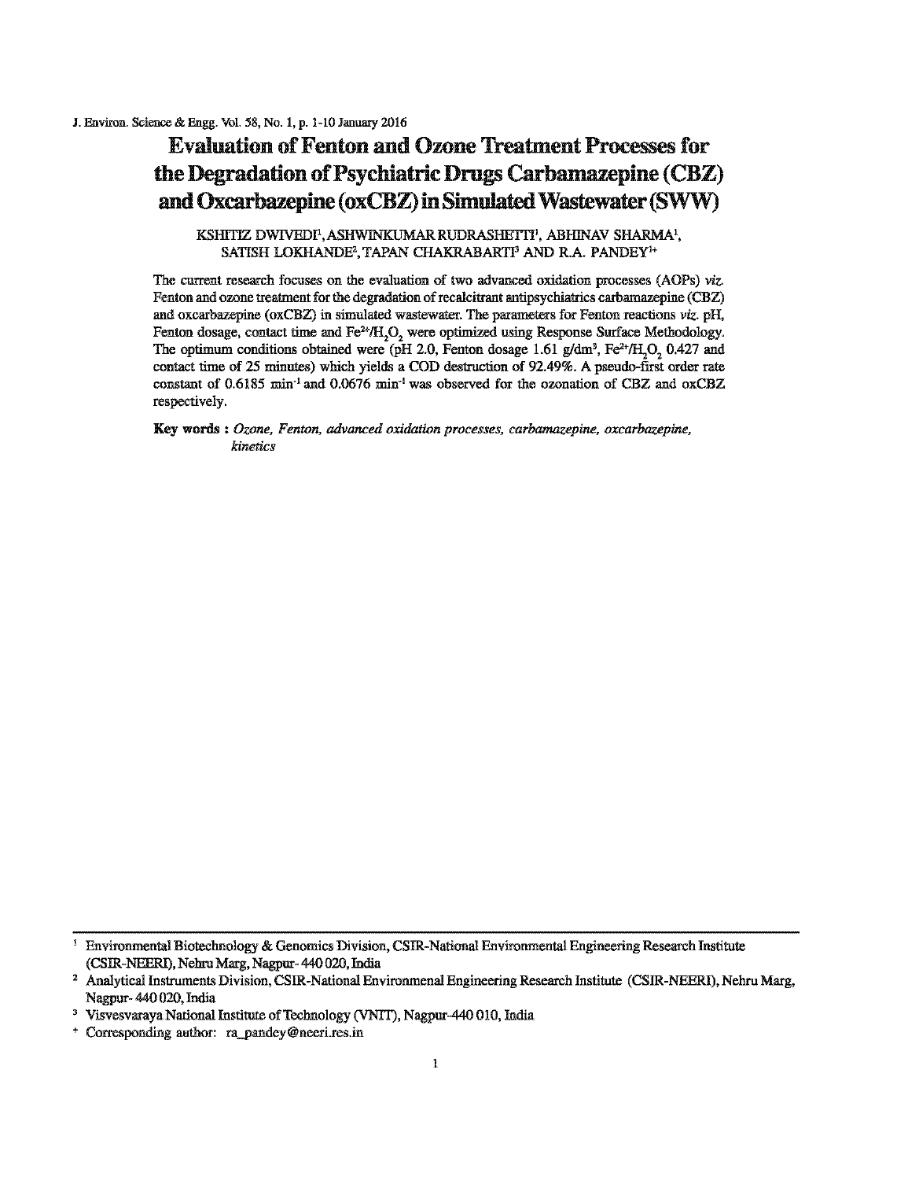# Evaluation of Fenton and Ozone Treatment Processes for the Degradation of Psychiatric Drugs Carbamazepine (CBZ) and Oxcarbazepine (oxCBZ) in Simulated Wastewater (SWW)

KSHITIZ DWIVEDI[1], ASHWINKUMAR RUDRASHETTI[1], ABHINAV SHARMA[1], SATISH LOKHANDE[2], TAPAN CHAKRABARTI[3] AND R.A. PANDEY[1+]

The current research focuses on the evaluation of two advanced oxidation processes (AOPs) *viz.* Fenton and ozone treatment for the degradation of recalcitrant antipsychiatrics carbamazepine (CBZ) and oxcarbazepine (oxCBZ) in simulated wastewater. The parameters for Fenton reactions *viz.* pH, Fenton dosage, contact time and $Fe^{2+}/H_2O_2$ were optimized using Response Surface Methodology. The optimum conditions obtained were (pH 2.0, Fenton dosage 1.61 g/dm$^3$, $Fe^{2+}/H_2O_2$ 0.427 and contact time of 25 minutes) which yields a COD destruction of 92.49%. A pseudo-first order rate constant of 0.6185 min$^{-1}$ and 0.0676 min$^{-1}$ was observed for the ozonation of CBZ and oxCBZ respectively.

**Key words :** *Ozone, Fenton, advanced oxidation processes, carbamazepine, oxcarbazepine, kinetics*

---

[1] Environmental Biotechnology & Genomics Division, CSIR-National Environmental Engineering Research Institute (CSIR-NEERI), Nehru Marg, Nagpur- 440 020, India

[2] Analytical Instruments Division, CSIR-National Environmenal Engineering Research Institute (CSIR-NEERI), Nehru Marg, Nagpur- 440 020, India

[3] Visvesvaraya National Institute of Technology (VNIT), Nagpur-440 010, India

[+] Corresponding author: ra_pandey@neeri.res.in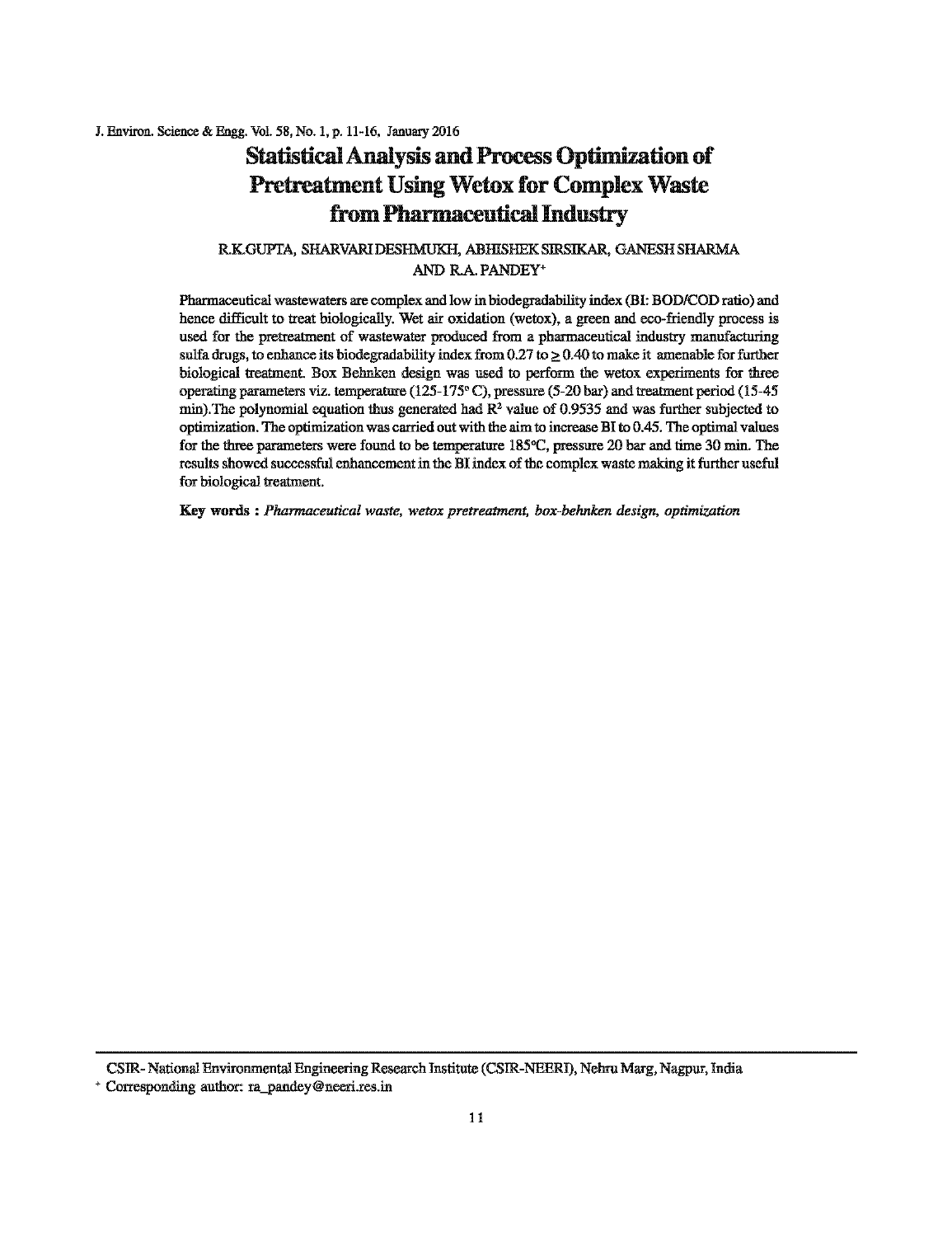# Statistical Analysis and Process Optimization of Pretreatment Using Wetox for Complex Waste from Pharmaceutical Industry

R.K.GUPTA, SHARVARI DESHMUKH, ABHISHEK SIRSIKAR, GANESH SHARMA AND R.A. PANDEY[+]

Pharmaceutical wastewaters are complex and low in biodegradability index (BI: BOD/COD ratio) and hence difficult to treat biologically. Wet air oxidation (wetox), a green and eco-friendly process is used for the pretreatment of wastewater produced from a pharmaceutical industry manufacturing sulfa drugs, to enhance its biodegradability index from 0.27 to $\geq$ 0.40 to make it amenable for further biological treatment. Box Behnken design was used to perform the wetox experiments for three operating parameters viz. temperature (125-175° C), pressure (5-20 bar) and treatment period (15-45 min).The polynomial equation thus generated had $R^2$ value of 0.9535 and was further subjected to optimization. The optimization was carried out with the aim to increase BI to 0.45. The optimal values for the three parameters were found to be temperature 185°C, pressure 20 bar and time 30 min. The results showed successful enhancement in the BI index of the complex waste making it further useful for biological treatment.

**Key words :** *Pharmaceutical waste, wetox pretreatment, box-behnken design, optimization*

---

CSIR- National Environmental Engineering Research Institute (CSIR-NEERI), Nehru Marg, Nagpur, India

[+] Corresponding author: ra_pandey@neeri.res.in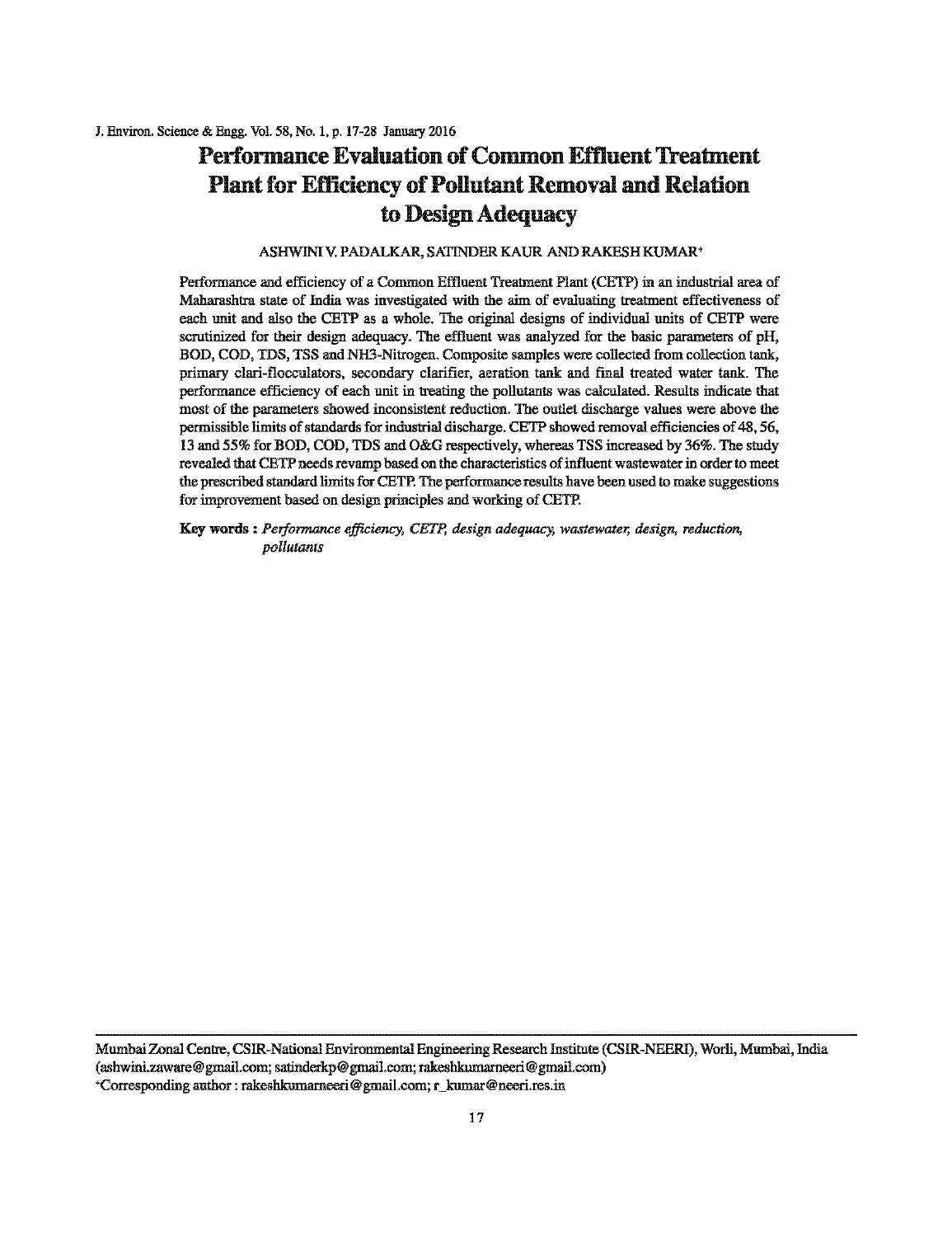# Performance Evaluation of Common Effluent Treatment Plant for Efficiency of Pollutant Removal and Relation to Design Adequacy

ASHWINI V. PADALKAR, SATINDER KAUR AND RAKESH KUMAR*

Performance and efficiency of a Common Effluent Treatment Plant (CETP) in an industrial area of Maharashtra state of India was investigated with the aim of evaluating treatment effectiveness of each unit and also the CETP as a whole. The original designs of individual units of CETP were scrutinized for their design adequacy. The effluent was analyzed for the basic parameters of pH, BOD, COD, TDS, TSS and NH3-Nitrogen. Composite samples were collected from collection tank, primary clari-flocculators, secondary clarifier, aeration tank and final treated water tank. The performance efficiency of each unit in treating the pollutants was calculated. Results indicate that most of the parameters showed inconsistent reduction. The outlet discharge values were above the permissible limits of standards for industrial discharge. CETP showed removal efficiencies of 48, 56, 13 and 55% for BOD, COD, TDS and O&G respectively, whereas TSS increased by 36%. The study revealed that CETP needs revamp based on the characteristics of influent wastewater in order to meet the prescribed standard limits for CETP. The performance results have been used to make suggestions for improvement based on design principles and working of CETP.

**Key words :** *Performance efficiency, CETP, design adequacy, wastewater, design, reduction, pollutants*

Mumbai Zonal Centre, CSIR-National Environmental Engineering Research Institute (CSIR-NEERI), Worli, Mumbai, India (ashwini.zaware@gmail.com; satinderkp@gmail.com; rakeshkumarneeri@gmail.com)
*Corresponding author : rakeshkumarneeri@gmail.com; r_kumar@neeri.res.in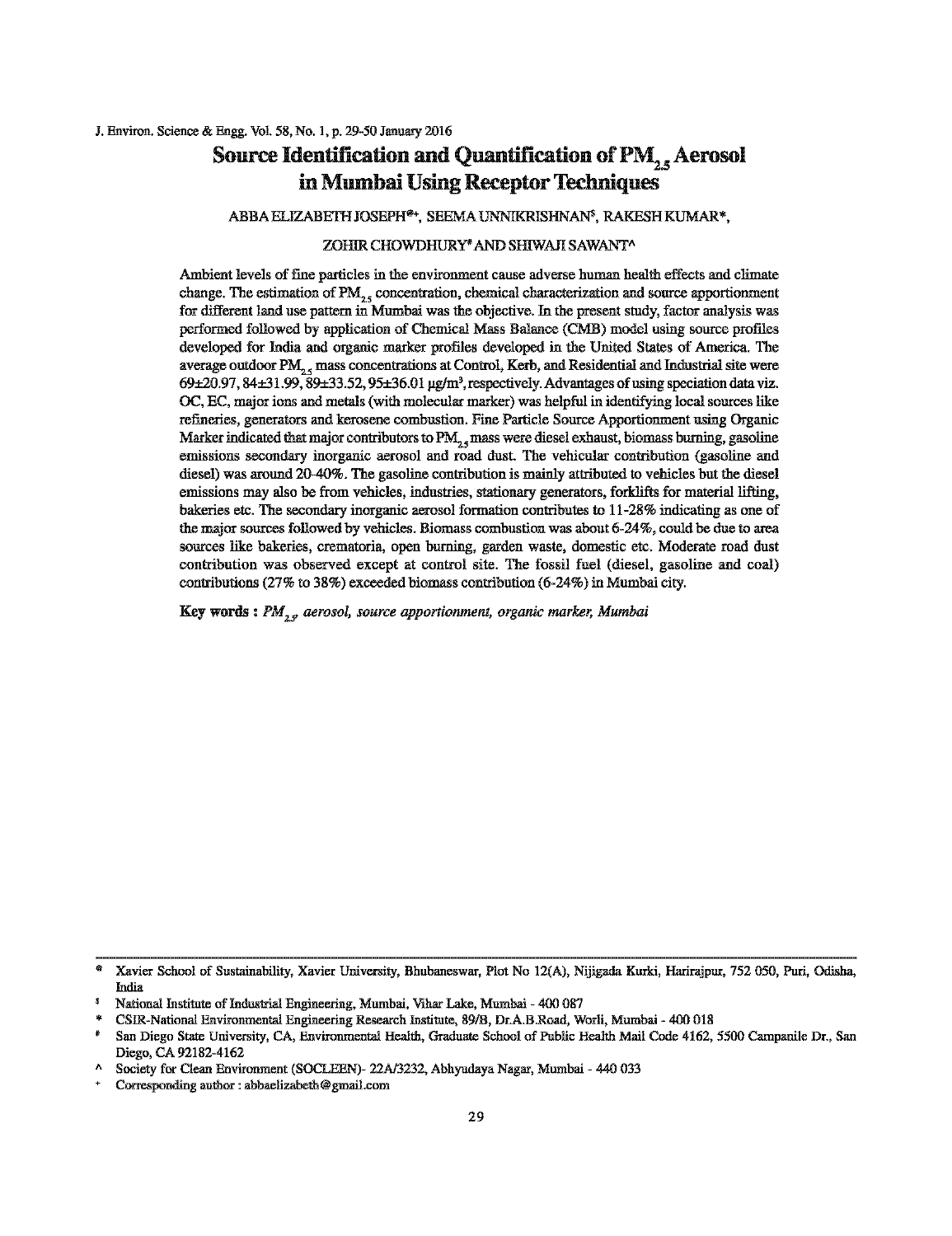# Source Identification and Quantification of $PM_{2.5}$ Aerosol in Mumbai Using Receptor Techniques

ABBA ELIZABETH JOSEPH[@+], SEEMA UNNIKRISHNAN[$], RAKESH KUMAR[*], ZOHIR CHOWDHURY[#] AND SHIWAJI SAWANT[^]

Ambient levels of fine particles in the environment cause adverse human health effects and climate change. The estimation of $PM_{2.5}$ concentration, chemical characterization and source apportionment for different land use pattern in Mumbai was the objective. In the present study, factor analysis was performed followed by application of Chemical Mass Balance (CMB) model using source profiles developed for India and organic marker profiles developed in the United States of America. The average outdoor $PM_{2.5}$ mass concentrations at Control, Kerb, and Residential and Industrial site were 69±20.97, 84±31.99, 89±33.52, 95±36.01 µg/m³, respectively. Advantages of using speciation data viz. OC, EC, major ions and metals (with molecular marker) was helpful in identifying local sources like refineries, generators and kerosene combustion. Fine Particle Source Apportionment using Organic Marker indicated that major contributors to $PM_{2.5}$ mass were diesel exhaust, biomass burning, gasoline emissions secondary inorganic aerosol and road dust. The vehicular contribution (gasoline and diesel) was around 20-40%. The gasoline contribution is mainly attributed to vehicles but the diesel emissions may also be from vehicles, industries, stationary generators, forklifts for material lifting, bakeries etc. The secondary inorganic aerosol formation contributes to 11-28% indicating as one of the major sources followed by vehicles. Biomass combustion was about 6-24%, could be due to area sources like bakeries, crematoria, open burning, garden waste, domestic etc. Moderate road dust contribution was observed except at control site. The fossil fuel (diesel, gasoline and coal) contributions (27% to 38%) exceeded biomass contribution (6-24%) in Mumbai city.

**Key words :** *$PM_{2.5}$, aerosol, source apportionment, organic marker, Mumbai*

---

[@] Xavier School of Sustainability, Xavier University, Bhubaneswar, Plot No 12(A), Nijigada Kurki, Harirajpur, 752 050, Puri, Odisha, India

[$] National Institute of Industrial Engineering, Mumbai, Vihar Lake, Mumbai - 400 087

[*] CSIR-National Environmental Engineering Research Institute, 89/B, Dr.A.B.Road, Worli, Mumbai - 400 018

[#] San Diego State University, CA, Environmental Health, Graduate School of Public Health Mail Code 4162, 5500 Campanile Dr., San Diego, CA 92182-4162

[^] Society for Clean Environment (SOCLEEN)- 22A/3232, Abhyudaya Nagar, Mumbai - 440 033

[+] Corresponding author : abbaelizabeth@gmail.com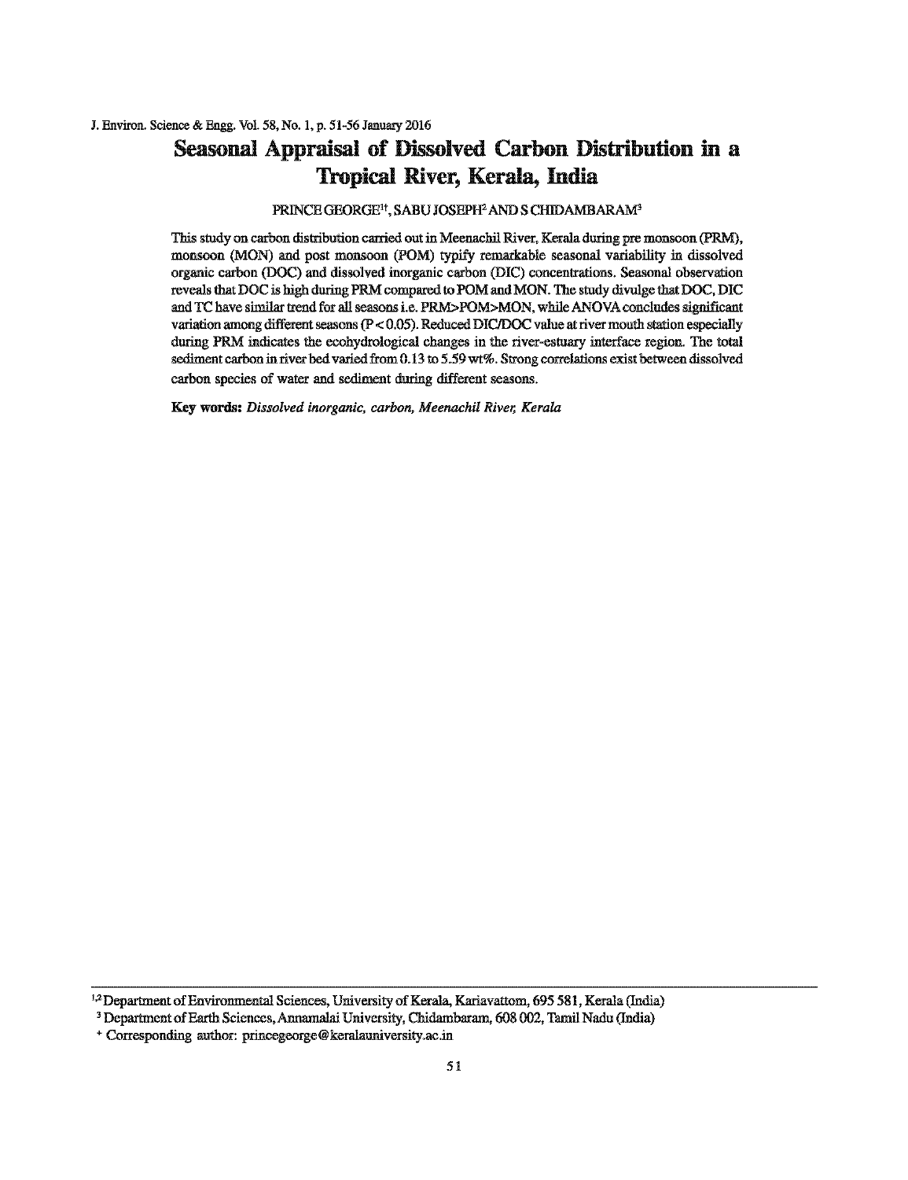# Seasonal Appraisal of Dissolved Carbon Distribution in a Tropical River, Kerala, India

PRINCE GEORGE[1†], SABU JOSEPH[2] AND S CHIDAMBARAM[3]

This study on carbon distribution carried out in Meenachil River, Kerala during pre monsoon (PRM), monsoon (MON) and post monsoon (POM) typify remarkable seasonal variability in dissolved organic carbon (DOC) and dissolved inorganic carbon (DIC) concentrations. Seasonal observation reveals that DOC is high during PRM compared to POM and MON. The study divulge that DOC, DIC and TC have similar trend for all seasons i.e. PRM>POM>MON, while ANOVA concludes significant variation among different seasons ($P < 0.05$). Reduced DIC/DOC value at river mouth station especially during PRM indicates the ecohydrological changes in the river-estuary interface region. The total sediment carbon in river bed varied from 0.13 to 5.59 wt%. Strong correlations exist between dissolved carbon species of water and sediment during different seasons.

**Key words:** *Dissolved inorganic, carbon, Meenachil River, Kerala*

---

[1,2] Department of Environmental Sciences, University of Kerala, Kariavattom, 695 581, Kerala (India)

[3] Department of Earth Sciences, Annamalai University, Chidambaram, 608 002, Tamil Nadu (India)

[+] Corresponding author: princegeorge@keralauniversity.ac.in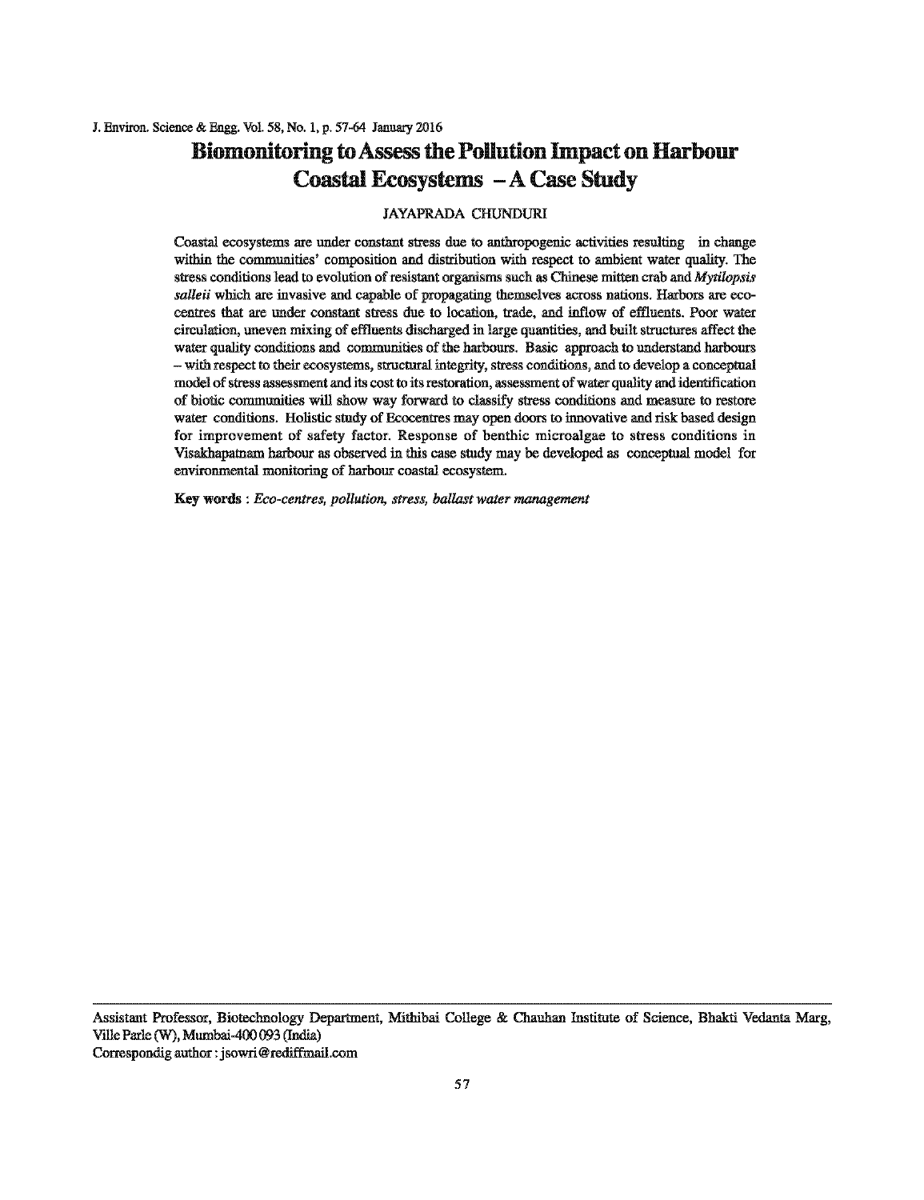# Biomonitoring to Assess the Pollution Impact on Harbour Coastal Ecosystems – A Case Study

JAYAPRADA CHUNDURI

Coastal ecosystems are under constant stress due to anthropogenic activities resulting in change within the communities' composition and distribution with respect to ambient water quality. The stress conditions lead to evolution of resistant organisms such as Chinese mitten crab and *Mytilopsis salleii* which are invasive and capable of propagating themselves across nations. Harbors are eco-centres that are under constant stress due to location, trade, and inflow of effluents. Poor water circulation, uneven mixing of effluents discharged in large quantities, and built structures affect the water quality conditions and communities of the harbours. Basic approach to understand harbours – with respect to their ecosystems, structural integrity, stress conditions, and to develop a conceptual model of stress assessment and its cost to its restoration, assessment of water quality and identification of biotic communities will show way forward to classify stress conditions and measure to restore water conditions. Holistic study of Ecocentres may open doors to innovative and risk based design for improvement of safety factor. Response of benthic microalgae to stress conditions in Visakhapatnam harbour as observed in this case study may be developed as conceptual model for environmental monitoring of harbour coastal ecosystem.

**Key words :** *Eco-centres, pollution, stress, ballast water management*

---

Assistant Professor, Biotechnology Department, Mithibai College & Chauhan Institute of Science, Bhakti Vedanta Marg, Ville Parle (W), Mumbai-400 093 (India)

Correspondig author : jsowri@rediffmail.com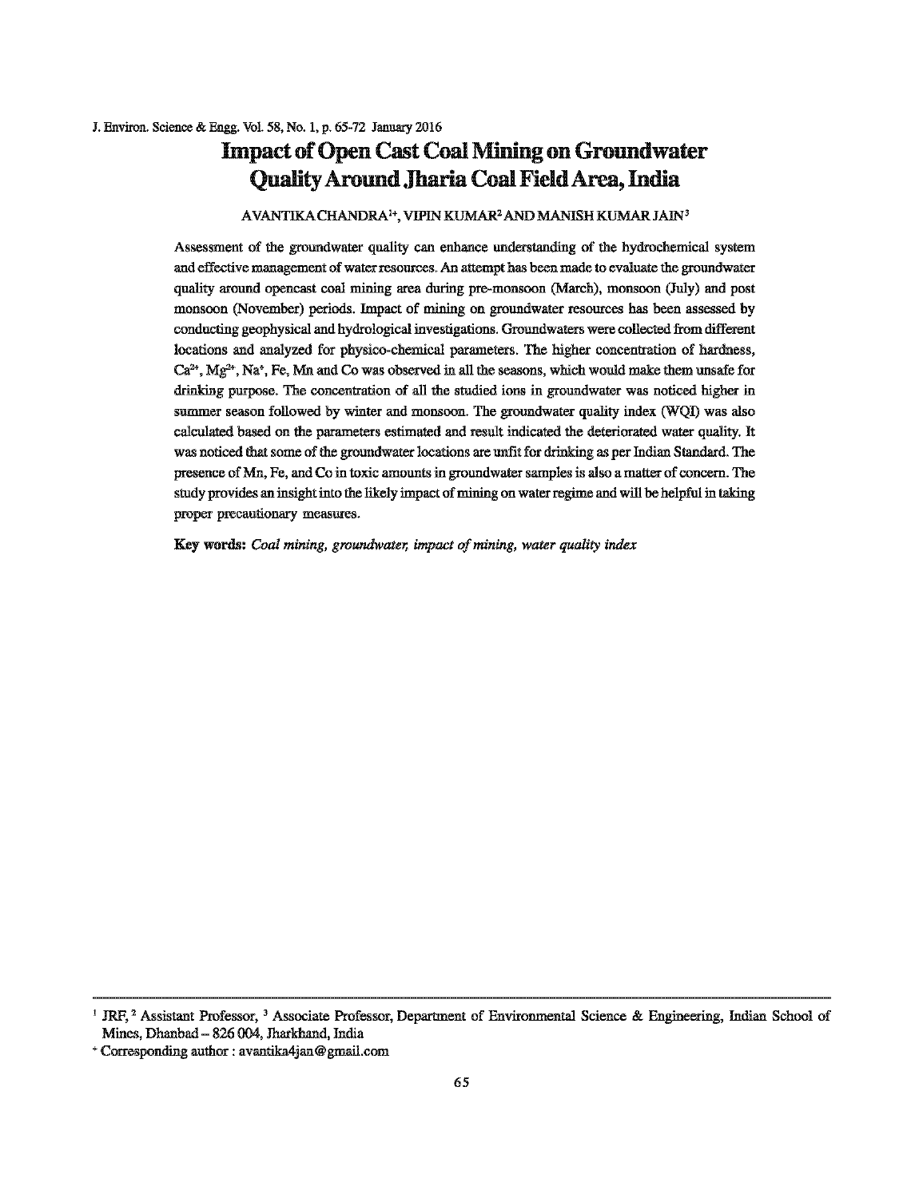# Impact of Open Cast Coal Mining on Groundwater Quality Around Jharia Coal Field Area, India

AVANTIKA CHANDRA[1+], VIPIN KUMAR[2] AND MANISH KUMAR JAIN[3]

Assessment of the groundwater quality can enhance understanding of the hydrochemical system and effective management of water resources. An attempt has been made to evaluate the groundwater quality around opencast coal mining area during pre-monsoon (March), monsoon (July) and post monsoon (November) periods. Impact of mining on groundwater resources has been assessed by conducting geophysical and hydrological investigations. Groundwaters were collected from different locations and analyzed for physico-chemical parameters. The higher concentration of hardness, $Ca^{2+}$, $Mg^{2+}$, $Na^{+}$, Fe, Mn and Co was observed in all the seasons, which would make them unsafe for drinking purpose. The concentration of all the studied ions in groundwater was noticed higher in summer season followed by winter and monsoon. The groundwater quality index (WQI) was also calculated based on the parameters estimated and result indicated the deteriorated water quality. It was noticed that some of the groundwater locations are unfit for drinking as per Indian Standard. The presence of Mn, Fe, and Co in toxic amounts in groundwater samples is also a matter of concern. The study provides an insight into the likely impact of mining on water regime and will be helpful in taking proper precautionary measures.

**Key words:** *Coal mining, groundwater, impact of mining, water quality index*

---

[1] JRF, [2] Assistant Professor, [3] Associate Professor, Department of Environmental Science & Engineering, Indian School of Mines, Dhanbad – 826 004, Jharkhand, India

[+] Corresponding author : avantika4jan@gmail.com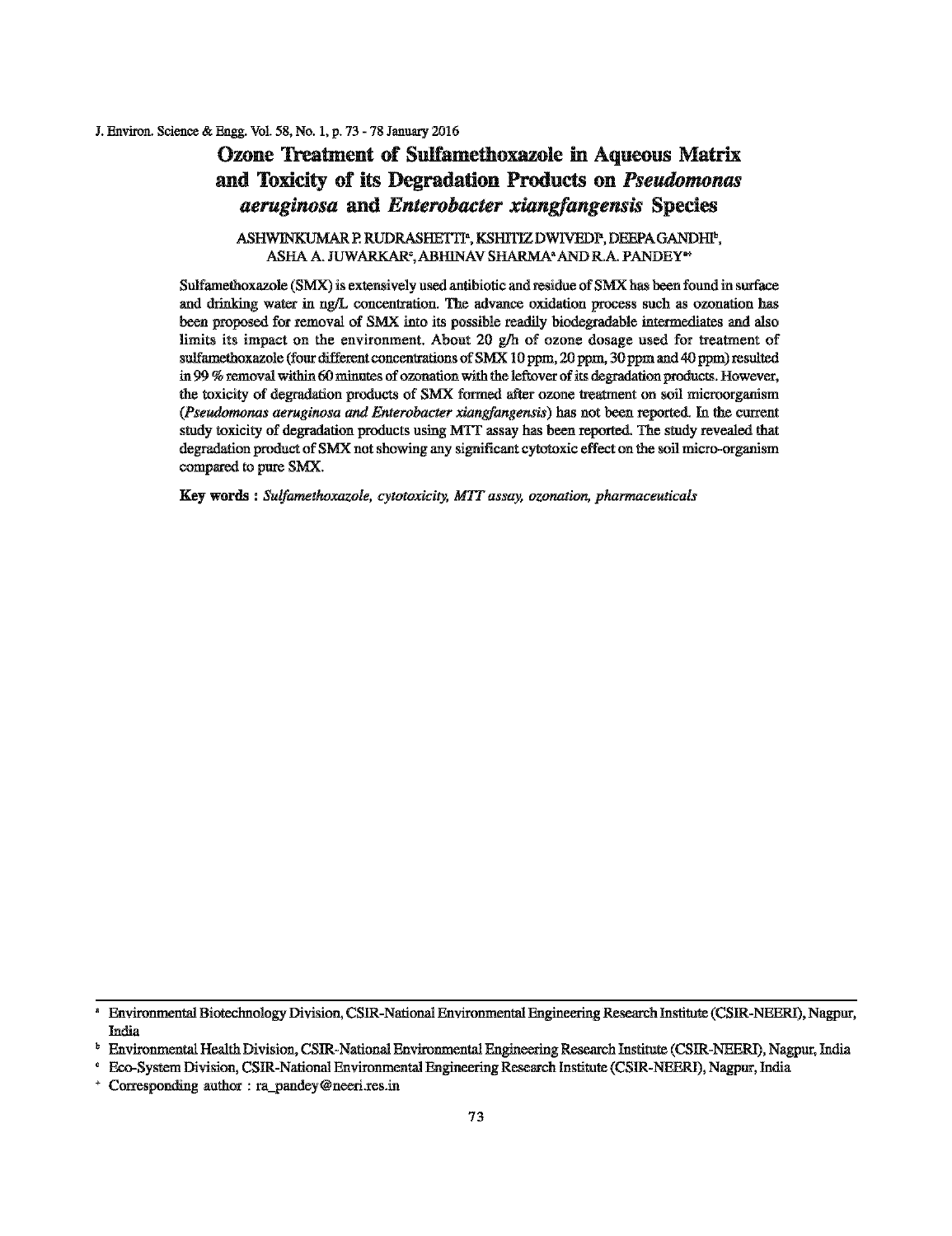# Ozone Treatment of Sulfamethoxazole in Aqueous Matrix and Toxicity of its Degradation Products on *Pseudomonas aeruginosa* and *Enterobacter xiangfangensis* Species

ASHWINKUMAR P. RUDRASHETTI[a], KSHITIZ DWIVEDI[a], DEEPA GANDHI[b], ASHA A. JUWARKAR[c], ABHINAV SHARMA[a] AND R.A. PANDEY[a+]

Sulfamethoxazole (SMX) is extensively used antibiotic and residue of SMX has been found in surface and drinking water in ng/L concentration. The advance oxidation process such as ozonation has been proposed for removal of SMX into its possible readily biodegradable intermediates and also limits its impact on the environment. About 20 g/h of ozone dosage used for treatment of sulfamethoxazole (four different concentrations of SMX 10 ppm, 20 ppm, 30 ppm and 40 ppm) resulted in 99 % removal within 60 minutes of ozonation with the leftover of its degradation products. However, the toxicity of degradation products of SMX formed after ozone treatment on soil microorganism (*Pseudomonas aeruginosa and Enterobacter xiangfangensis*) has not been reported. In the current study toxicity of degradation products using MTT assay has been reported. The study revealed that degradation product of SMX not showing any significant cytotoxic effect on the soil micro-organism compared to pure SMX.

**Key words :** *Sulfamethoxazole, cytotoxicity, MTT assay, ozonation, pharmaceuticals*

---

[a] Environmental Biotechnology Division, CSIR-National Environmental Engineering Research Institute (CSIR-NEERI), Nagpur, India

[b] Environmental Health Division, CSIR-National Environmental Engineering Research Institute (CSIR-NEERI), Nagpur, India

[c] Eco-System Division, CSIR-National Environmental Engineering Research Institute (CSIR-NEERI), Nagpur, India

[+] Corresponding author : ra_pandey@neeri.res.in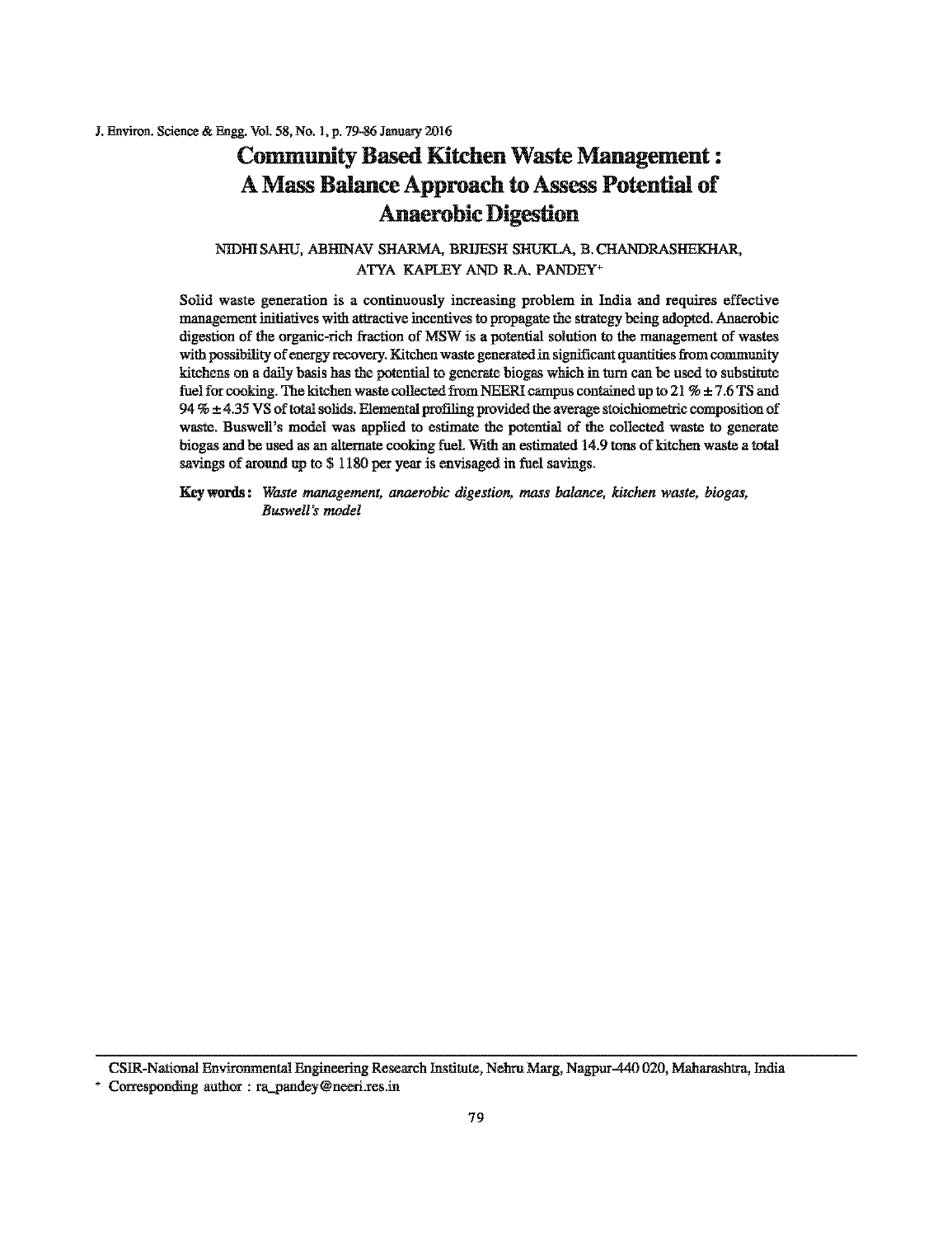# Community Based Kitchen Waste Management : A Mass Balance Approach to Assess Potential of Anaerobic Digestion

NIDHI SAHU, ABHINAV SHARMA, BRIJESH SHUKLA, B. CHANDRASHEKHAR, ATYA KAPLEY AND R.A. PANDEY[+]

Solid waste generation is a continuously increasing problem in India and requires effective management initiatives with attractive incentives to propagate the strategy being adopted. Anaerobic digestion of the organic-rich fraction of MSW is a potential solution to the management of wastes with possibility of energy recovery. Kitchen waste generated in significant quantities from community kitchens on a daily basis has the potential to generate biogas which in turn can be used to substitute fuel for cooking. The kitchen waste collected from NEERI campus contained up to 21 % ± 7.6 TS and 94 % ± 4.35 VS of total solids. Elemental profiling provided the average stoichiometric composition of waste. Buswell's model was applied to estimate the potential of the collected waste to generate biogas and be used as an alternate cooking fuel. With an estimated 14.9 tons of kitchen waste a total savings of around up to $ 1180 per year is envisaged in fuel savings.

**Key words :** *Waste management, anaerobic digestion, mass balance, kitchen waste, biogas, Buswell's model*

---

CSIR-National Environmental Engineering Research Institute, Nehru Marg, Nagpur-440 020, Maharashtra, India

[+] Corresponding author : ra_pandey@neeri.res.in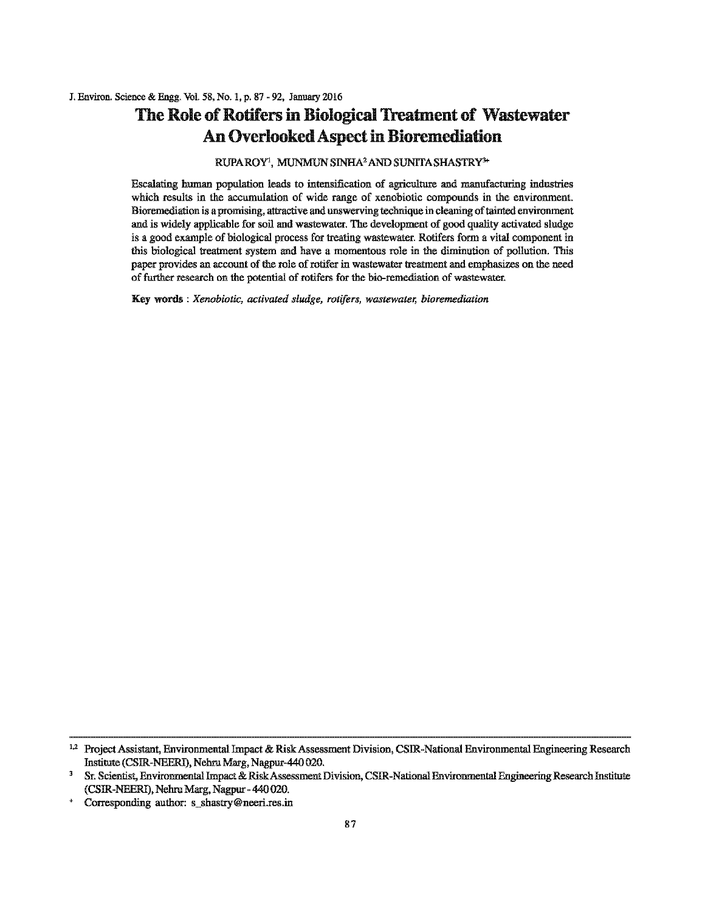# The Role of Rotifers in Biological Treatment of Wastewater An Overlooked Aspect in Bioremediation

RUPA ROY[1], MUNMUN SINHA[2] AND SUNITA SHASTRY[3+]

Escalating human population leads to intensification of agriculture and manufacturing industries which results in the accumulation of wide range of xenobiotic compounds in the environment. Bioremediation is a promising, attractive and unswerving technique in cleaning of tainted environment and is widely applicable for soil and wastewater. The development of good quality activated sludge is a good example of biological process for treating wastewater. Rotifers form a vital component in this biological treatment system and have a momentous role in the diminution of pollution. This paper provides an account of the role of rotifer in wastewater treatment and emphasizes on the need of further research on the potential of rotifers for the bio-remediation of wastewater.

**Key words** : *Xenobiotic, activated sludge, rotifers, wastewater, bioremediation*

---

[1,2] Project Assistant, Environmental Impact & Risk Assessment Division, CSIR-National Environmental Engineering Research Institute (CSIR-NEERI), Nehru Marg, Nagpur-440 020.

[3] Sr. Scientist, Environmental Impact & Risk Assessment Division, CSIR-National Environmental Engineering Research Institute (CSIR-NEERI), Nehru Marg, Nagpur - 440 020.

[+] Corresponding author: s_shastry@neeri.res.in